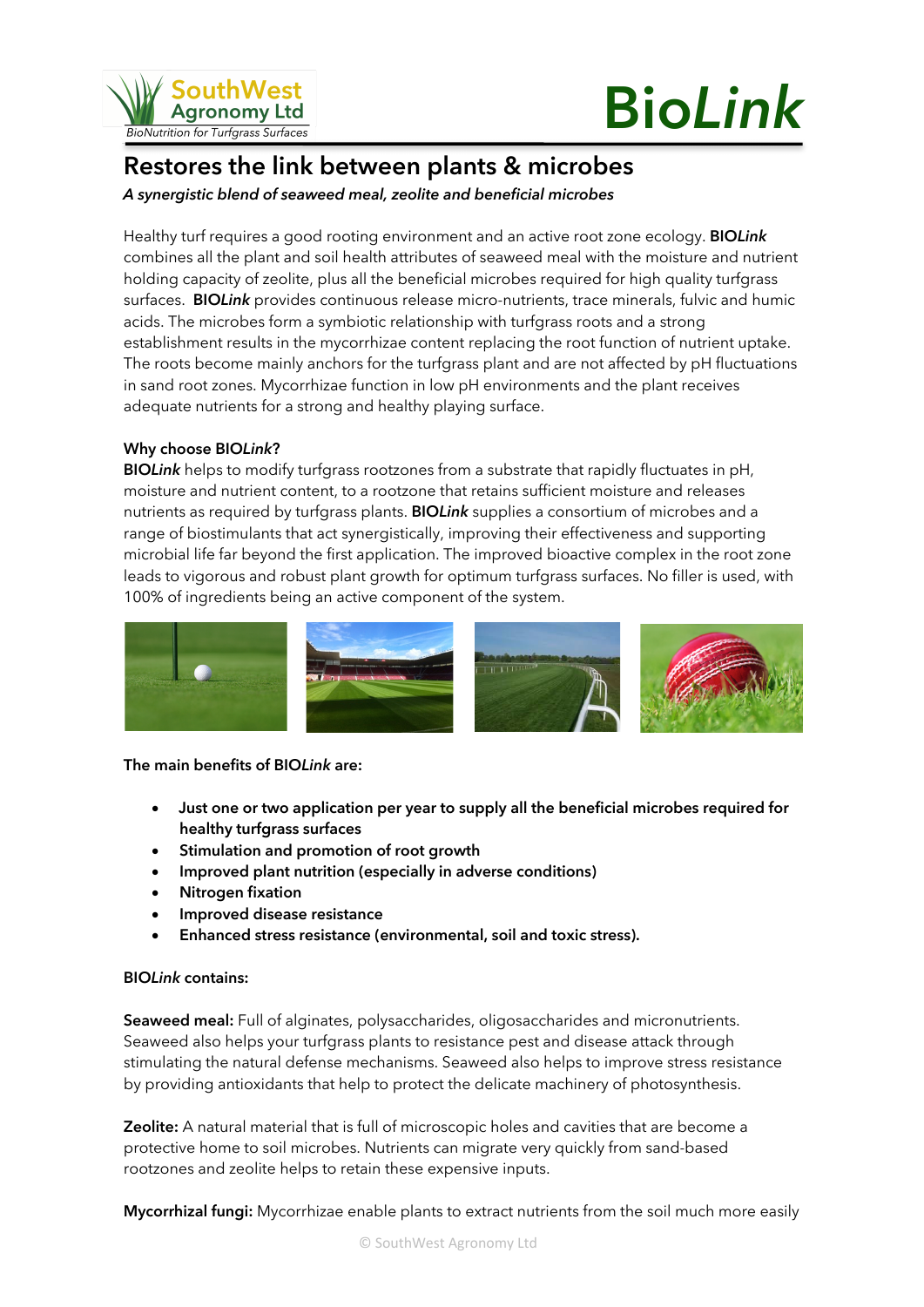SouthWest Agronomy Ltd

*BioNutrition for Turfgrass Surfaces*

# Bio*Link*

## Restores the link between plants & microbes

*A synergistic blend of seaweed meal, zeolite and beneficial microbes*

Healthy turf requires a good rooting environment and an active root zone ecology. **BIO*Link*** combines all the plant and soil health attributes of seaweed meal with the moisture and nutrient holding capacity of zeolite, plus all the beneficial microbes required for high quality turfgrass surfaces. **BIO*Link*** provides continuous release micro-nutrients, trace minerals, fulvic and humic acids. The microbes form a symbiotic relationship with turfgrass roots and a strong establishment results in the mycorrhizae content replacing the root function of nutrient uptake. The roots become mainly anchors for the turfgrass plant and are not affected by pH fluctuations in sand root zones. Mycorrhizae function in low pH environments and the plant receives adequate nutrients for a strong and healthy playing surface.

**Why choose BIO*Link*?**

**BIO*Link*** helps to modify turfgrass rootzones from a substrate that rapidly fluctuates in pH, moisture and nutrient content, to a rootzone that retains sufficient moisture and releases nutrients as required by turfgrass plants. **BIO*Link*** supplies a consortium of microbes and a range of biostimulants that act synergistically, improving their effectiveness and supporting microbial life far beyond the first application. The improved bioactive complex in the root zone leads to vigorous and robust plant growth for optimum turfgrass surfaces. No filler is used, with 100% of ingredients being an active component of the system.

**The main benefits of BIO*Link* are:**

- **Just one or two application per year to supply all the beneficial microbes required for healthy turfgrass surfaces**
- **Stimulation and promotion of root growth**
- **Improved plant nutrition (especially in adverse conditions)**
- **Nitrogen fixation**
- **Improved disease resistance**
- **Enhanced stress resistance (environmental, soil and toxic stress).**

**BIO*Link* contains:**

**Seaweed meal:** Full of alginates, polysaccharides, oligosaccharides and micronutrients. Seaweed also helps your turfgrass plants to resistance pest and disease attack through stimulating the natural defense mechanisms. Seaweed also helps to improve stress resistance by providing antioxidants that help to protect the delicate machinery of photosynthesis.

**Zeolite:** A natural material that is full of microscopic holes and cavities that are become a protective home to soil microbes. Nutrients can migrate very quickly from sand-based rootzones and zeolite helps to retain these expensive inputs.

**Mycorrhizal fungi:** Mycorrhizae enable plants to extract nutrients from the soil much more easily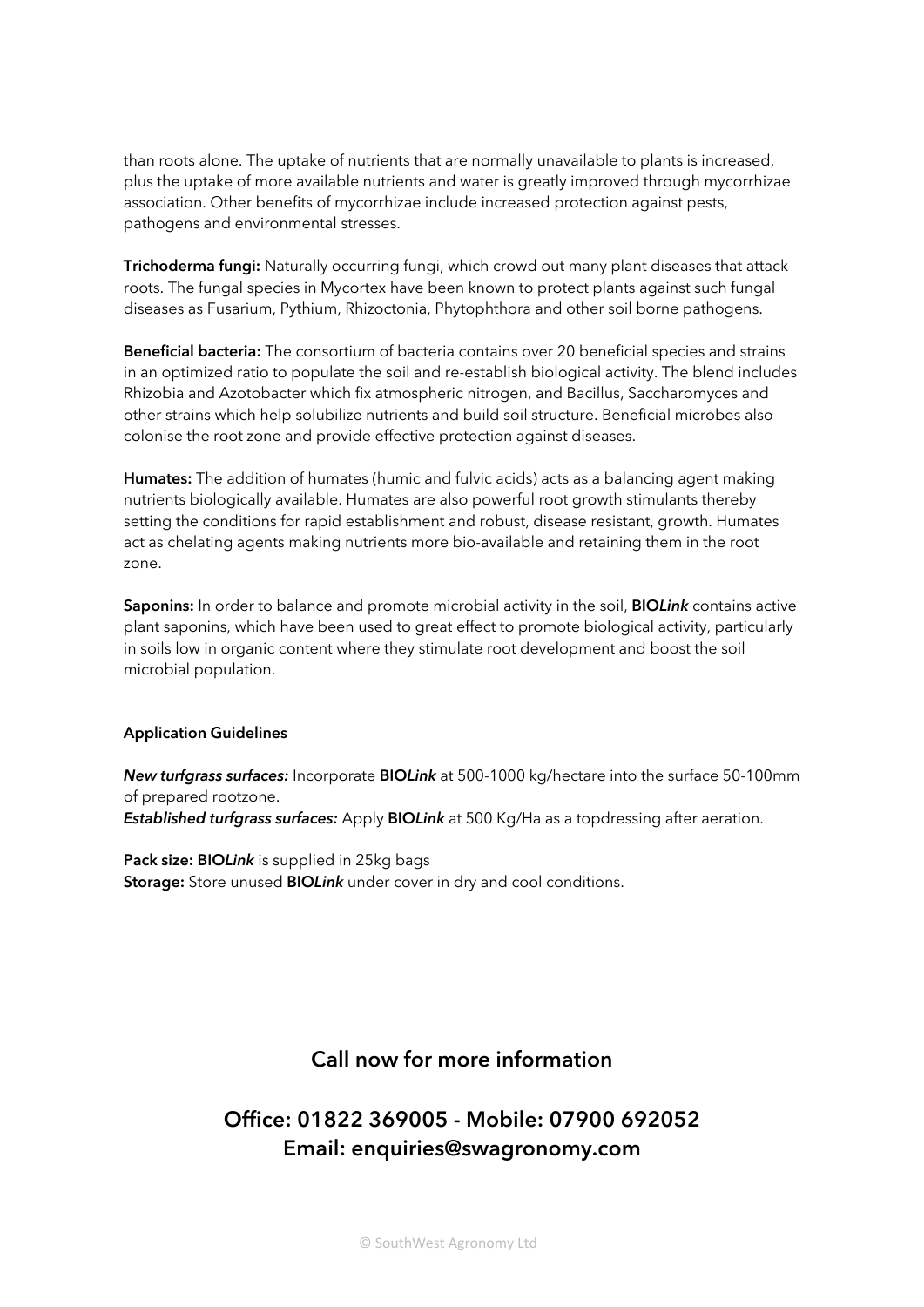than roots alone. The uptake of nutrients that are normally unavailable to plants is increased, plus the uptake of more available nutrients and water is greatly improved through mycorrhizae association. Other benefits of mycorrhizae include increased protection against pests, pathogens and environmental stresses.

**Trichoderma fungi:** Naturally occurring fungi, which crowd out many plant diseases that attack roots. The fungal species in Mycortex have been known to protect plants against such fungal diseases as Fusarium, Pythium, Rhizoctonia, Phytophthora and other soil borne pathogens.

**Beneficial bacteria:** The consortium of bacteria contains over 20 beneficial species and strains in an optimized ratio to populate the soil and re-establish biological activity. The blend includes Rhizobia and Azotobacter which fix atmospheric nitrogen, and Bacillus, Saccharomyces and other strains which help solubilize nutrients and build soil structure. Beneficial microbes also colonise the root zone and provide effective protection against diseases.

**Humates:** The addition of humates (humic and fulvic acids) acts as a balancing agent making nutrients biologically available. Humates are also powerful root growth stimulants thereby setting the conditions for rapid establishment and robust, disease resistant, growth. Humates act as chelating agents making nutrients more bio-available and retaining them in the root zone.

**Saponins:** In order to balance and promote microbial activity in the soil, **BIO*Link*** contains active plant saponins, which have been used to great effect to promote biological activity, particularly in soils low in organic content where they stimulate root development and boost the soil microbial population.

#### Application Guidelines

***New turfgrass surfaces:*** Incorporate **BIO*Link*** at 500-1000 kg/hectare into the surface 50-100mm of prepared rootzone.
***Established turfgrass surfaces:*** Apply **BIO*Link*** at 500 Kg/Ha as a topdressing after aeration.

**Pack size: BIO*Link*** is supplied in 25kg bags
**Storage:** Store unused **BIO*Link*** under cover in dry and cool conditions.

## Call now for more information

## Office: 01822 369005 - Mobile: 07900 692052
## Email: enquiries@swagronomy.com

© SouthWest Agronomy Ltd